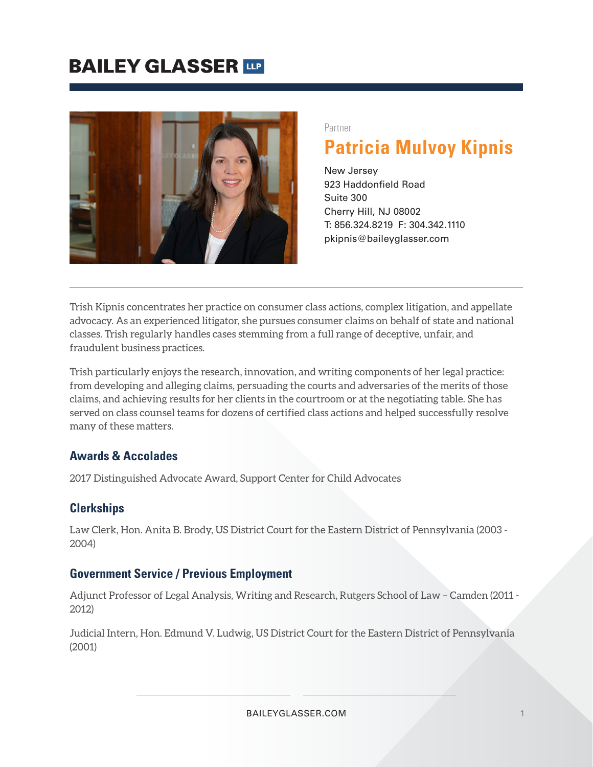# BAILEY GLASSER LLP

Partner

## Patricia Mulvoy Kipnis

New Jersey
923 Haddonfield Road
Suite 300
Cherry Hill, NJ 08002
T: 856.324.8219 F: 304.342.1110
pkipnis@baileyglasser.com

Trish Kipnis concentrates her practice on consumer class actions, complex litigation, and appellate advocacy. As an experienced litigator, she pursues consumer claims on behalf of state and national classes. Trish regularly handles cases stemming from a full range of deceptive, unfair, and fraudulent business practices.

Trish particularly enjoys the research, innovation, and writing components of her legal practice: from developing and alleging claims, persuading the courts and adversaries of the merits of those claims, and achieving results for her clients in the courtroom or at the negotiating table. She has served on class counsel teams for dozens of certified class actions and helped successfully resolve many of these matters.

### Awards & Accolades

2017 Distinguished Advocate Award, Support Center for Child Advocates

### Clerkships

Law Clerk, Hon. Anita B. Brody, US District Court for the Eastern District of Pennsylvania (2003 - 2004)

### Government Service / Previous Employment

Adjunct Professor of Legal Analysis, Writing and Research, Rutgers School of Law – Camden (2011 - 2012)

Judicial Intern, Hon. Edmund V. Ludwig, US District Court for the Eastern District of Pennsylvania (2001)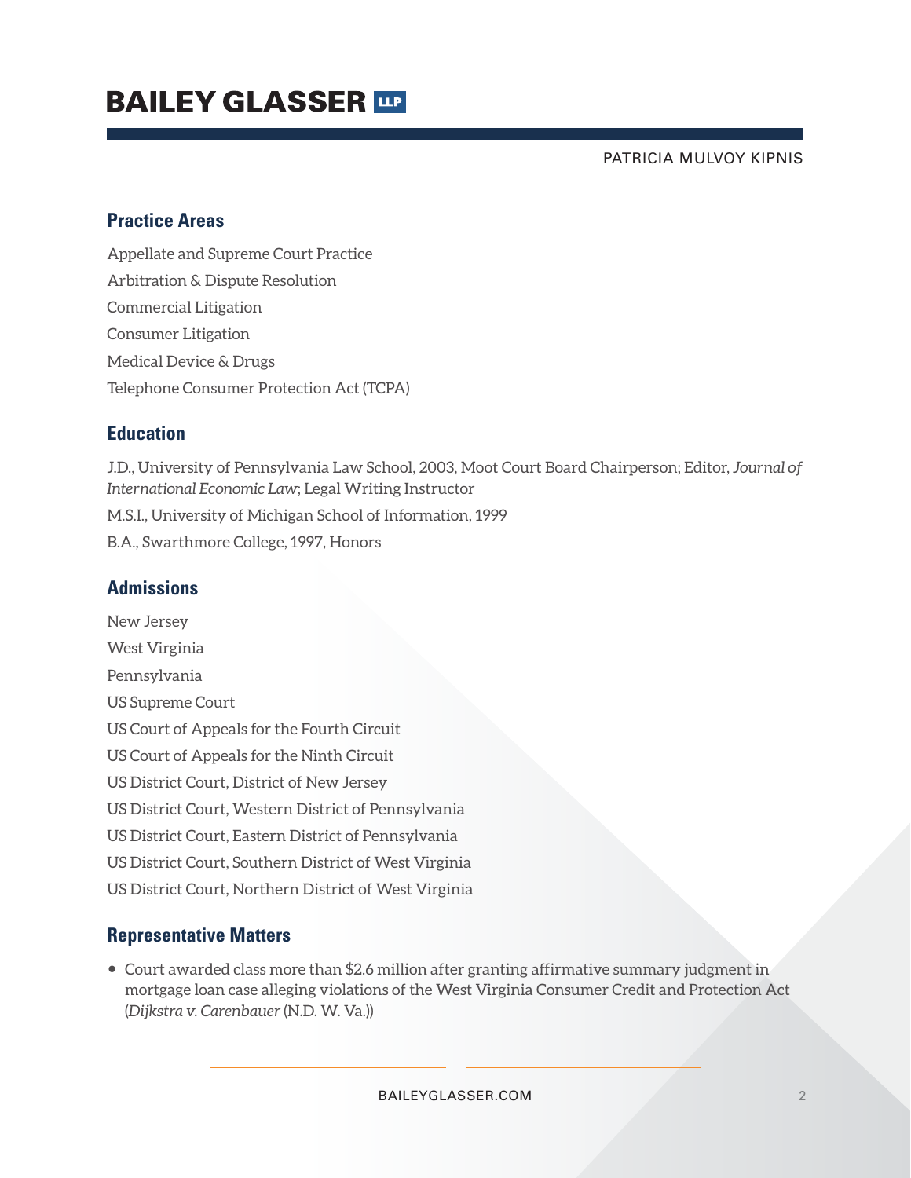## Practice Areas

Appellate and Supreme Court Practice

Arbitration & Dispute Resolution

Commercial Litigation

Consumer Litigation

Medical Device & Drugs

Telephone Consumer Protection Act (TCPA)

## Education

J.D., University of Pennsylvania Law School, 2003, Moot Court Board Chairperson; Editor, *Journal of International Economic Law*; Legal Writing Instructor

M.S.I., University of Michigan School of Information, 1999

B.A., Swarthmore College, 1997, Honors

## Admissions

New Jersey

West Virginia

Pennsylvania

US Supreme Court

US Court of Appeals for the Fourth Circuit

US Court of Appeals for the Ninth Circuit

US District Court, District of New Jersey

US District Court, Western District of Pennsylvania

US District Court, Eastern District of Pennsylvania

US District Court, Southern District of West Virginia

US District Court, Northern District of West Virginia

## Representative Matters

- Court awarded class more than $2.6 million after granting affirmative summary judgment in mortgage loan case alleging violations of the West Virginia Consumer Credit and Protection Act (*Dijkstra v. Carenbauer* (N.D. W. Va.))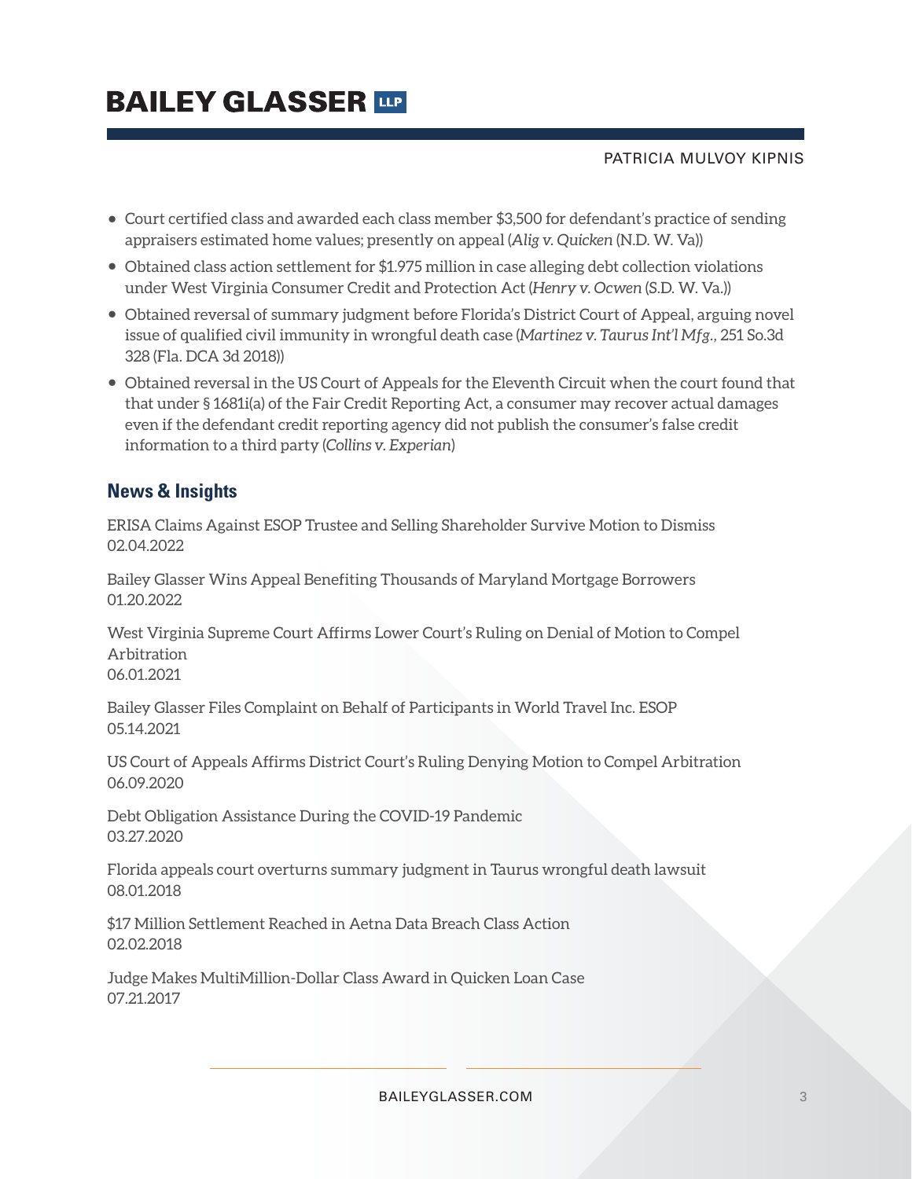- Court certified class and awarded each class member $3,500 for defendant's practice of sending appraisers estimated home values; presently on appeal (*Alig v. Quicken* (N.D. W. Va))
- Obtained class action settlement for $1.975 million in case alleging debt collection violations under West Virginia Consumer Credit and Protection Act (*Henry v. Ocwen* (S.D. W. Va.))
- Obtained reversal of summary judgment before Florida's District Court of Appeal, arguing novel issue of qualified civil immunity in wrongful death case (*Martinez v. Taurus Int'l Mfg.*, 251 So.3d 328 (Fla. DCA 3d 2018))
- Obtained reversal in the US Court of Appeals for the Eleventh Circuit when the court found that that under § 1681i(a) of the Fair Credit Reporting Act, a consumer may recover actual damages even if the defendant credit reporting agency did not publish the consumer's false credit information to a third party (*Collins v. Experian*)

## News & Insights

ERISA Claims Against ESOP Trustee and Selling Shareholder Survive Motion to Dismiss
02.04.2022

Bailey Glasser Wins Appeal Benefiting Thousands of Maryland Mortgage Borrowers
01.20.2022

West Virginia Supreme Court Affirms Lower Court's Ruling on Denial of Motion to Compel Arbitration
06.01.2021

Bailey Glasser Files Complaint on Behalf of Participants in World Travel Inc. ESOP
05.14.2021

US Court of Appeals Affirms District Court's Ruling Denying Motion to Compel Arbitration
06.09.2020

Debt Obligation Assistance During the COVID-19 Pandemic
03.27.2020

Florida appeals court overturns summary judgment in Taurus wrongful death lawsuit
08.01.2018

$17 Million Settlement Reached in Aetna Data Breach Class Action
02.02.2018

Judge Makes MultiMillion-Dollar Class Award in Quicken Loan Case
07.21.2017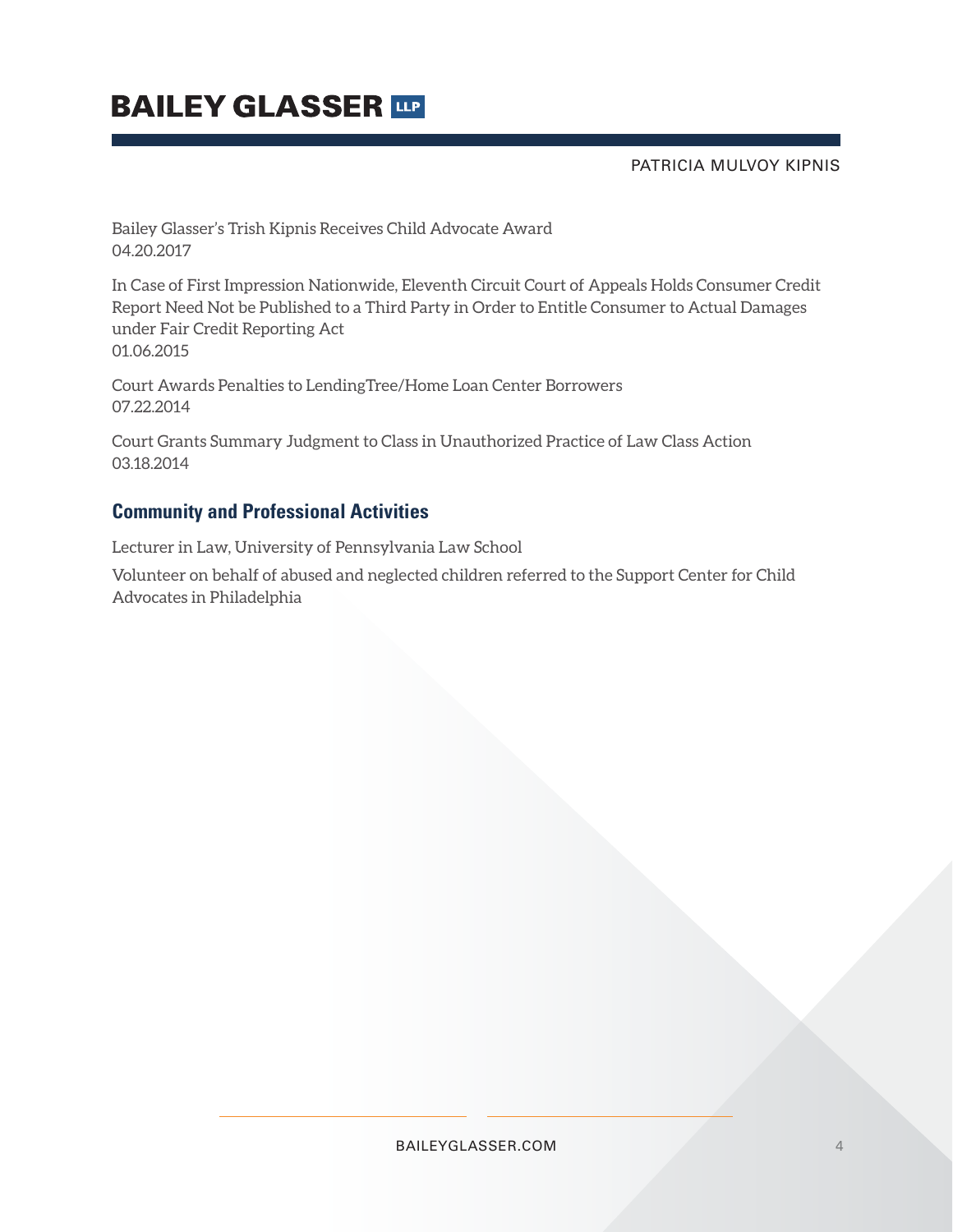Bailey Glasser's Trish Kipnis Receives Child Advocate Award
04.20.2017

In Case of First Impression Nationwide, Eleventh Circuit Court of Appeals Holds Consumer Credit Report Need Not be Published to a Third Party in Order to Entitle Consumer to Actual Damages under Fair Credit Reporting Act
01.06.2015

Court Awards Penalties to LendingTree/Home Loan Center Borrowers
07.22.2014

Court Grants Summary Judgment to Class in Unauthorized Practice of Law Class Action
03.18.2014

## Community and Professional Activities

Lecturer in Law, University of Pennsylvania Law School

Volunteer on behalf of abused and neglected children referred to the Support Center for Child Advocates in Philadelphia